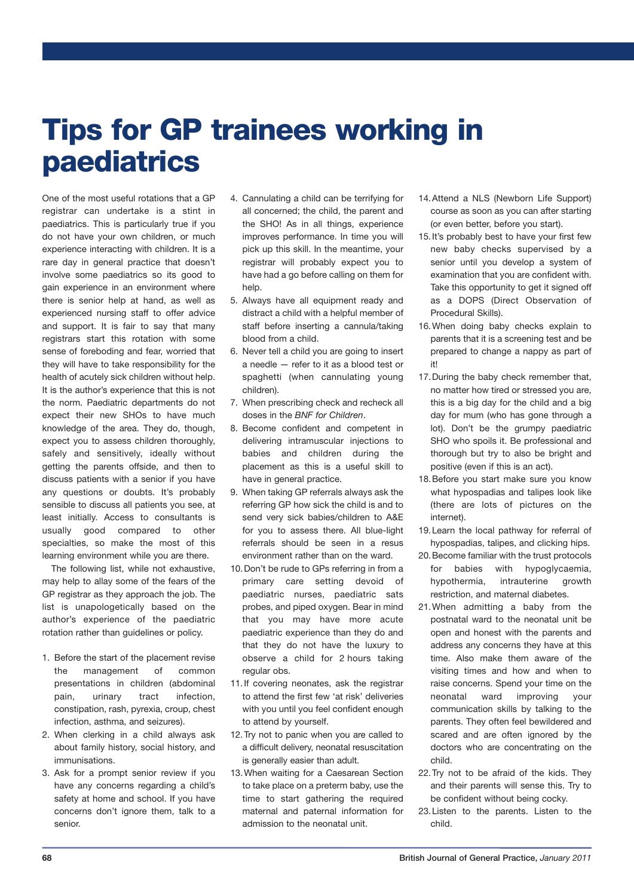# Tips for GP trainees working in paediatrics

One of the most useful rotations that a GP registrar can undertake is a stint in paediatrics. This is particularly true if you do not have your own children, or much experience interacting with children. It is a rare day in general practice that doesn't involve some paediatrics so its good to gain experience in an environment where there is senior help at hand, as well as experienced nursing staff to offer advice and support. It is fair to say that many registrars start this rotation with some sense of foreboding and fear, worried that they will have to take responsibility for the health of acutely sick children without help. It is the author's experience that this is not the norm. Paediatric departments do not expect their new SHOs to have much knowledge of the area. They do, though, expect you to assess children thoroughly, safely and sensitively, ideally without getting the parents offside, and then to discuss patients with a senior if you have any questions or doubts. It's probably sensible to discuss all patients you see, at least initially. Access to consultants is usually good compared to other specialties, so make the most of this learning environment while you are there.

The following list, while not exhaustive, may help to allay some of the fears of the GP registrar as they approach the job. The list is unapologetically based on the author's experience of the paediatric rotation rather than guidelines or policy.

1. Before the start of the placement revise the management of common presentations in children (abdominal pain, urinary tract infection, constipation, rash, pyrexia, croup, chest infection, asthma, and seizures).
2. When clerking in a child always ask about family history, social history, and immunisations.
3. Ask for a prompt senior review if you have any concerns regarding a child's safety at home and school. If you have concerns don't ignore them, talk to a senior.
4. Cannulating a child can be terrifying for all concerned; the child, the parent and the SHO! As in all things, experience improves performance. In time you will pick up this skill. In the meantime, your registrar will probably expect you to have had a go before calling on them for help.
5. Always have all equipment ready and distract a child with a helpful member of staff before inserting a cannula/taking blood from a child.
6. Never tell a child you are going to insert a needle — refer to it as a blood test or spaghetti (when cannulating young children).
7. When prescribing check and recheck all doses in the *BNF for Children*.
8. Become confident and competent in delivering intramuscular injections to babies and children during the placement as this is a useful skill to have in general practice.
9. When taking GP referrals always ask the referring GP how sick the child is and to send very sick babies/children to A&E for you to assess there. All blue-light referrals should be seen in a resus environment rather than on the ward.
10. Don't be rude to GPs referring in from a primary care setting devoid of paediatric nurses, paediatric sats probes, and piped oxygen. Bear in mind that you may have more acute paediatric experience than they do and that they do not have the luxury to observe a child for 2 hours taking regular obs.
11. If covering neonates, ask the registrar to attend the first few 'at risk' deliveries with you until you feel confident enough to attend by yourself.
12. Try not to panic when you are called to a difficult delivery, neonatal resuscitation is generally easier than adult.
13. When waiting for a Caesarean Section to take place on a preterm baby, use the time to start gathering the required maternal and paternal information for admission to the neonatal unit.
14. Attend a NLS (Newborn Life Support) course as soon as you can after starting (or even better, before you start).
15. It's probably best to have your first few new baby checks supervised by a senior until you develop a system of examination that you are confident with. Take this opportunity to get it signed off as a DOPS (Direct Observation of Procedural Skills).
16. When doing baby checks explain to parents that it is a screening test and be prepared to change a nappy as part of it!
17. During the baby check remember that, no matter how tired or stressed you are, this is a big day for the child and a big day for mum (who has gone through a lot). Don't be the grumpy paediatric SHO who spoils it. Be professional and thorough but try to also be bright and positive (even if this is an act).
18. Before you start make sure you know what hypospadias and talipes look like (there are lots of pictures on the internet).
19. Learn the local pathway for referral of hypospadias, talipes, and clicking hips.
20. Become familiar with the trust protocols for babies with hypoglycaemia, hypothermia, intrauterine growth restriction, and maternal diabetes.
21. When admitting a baby from the postnatal ward to the neonatal unit be open and honest with the parents and address any concerns they have at this time. Also make them aware of the visiting times and how and when to raise concerns. Spend your time on the neonatal ward improving your communication skills by talking to the parents. They often feel bewildered and scared and are often ignored by the doctors who are concentrating on the child.
22. Try not to be afraid of the kids. They and their parents will sense this. Try to be confident without being cocky.
23. Listen to the parents. Listen to the child.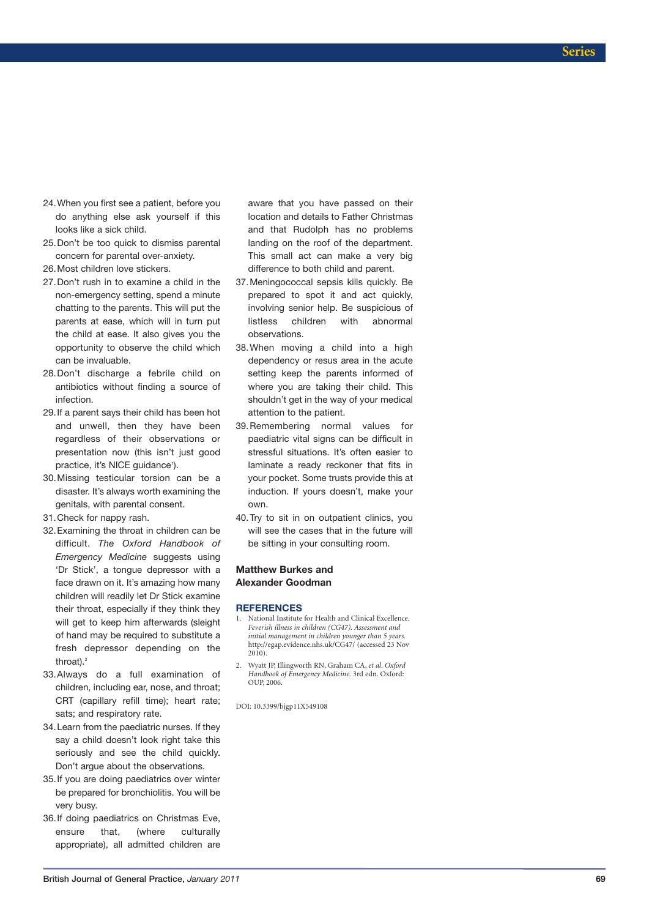24. When you first see a patient, before you do anything else ask yourself if this looks like a sick child.
25. Don't be too quick to dismiss parental concern for parental over-anxiety.
26. Most children love stickers.
27. Don't rush in to examine a child in the non-emergency setting, spend a minute chatting to the parents. This will put the parents at ease, which will in turn put the child at ease. It also gives you the opportunity to observe the child which can be invaluable.
28. Don't discharge a febrile child on antibiotics without finding a source of infection.
29. If a parent says their child has been hot and unwell, then they have been regardless of their observations or presentation now (this isn't just good practice, it's NICE guidance[1]).
30. Missing testicular torsion can be a disaster. It's always worth examining the genitals, with parental consent.
31. Check for nappy rash.
32. Examining the throat in children can be difficult. *The Oxford Handbook of Emergency Medicine* suggests using 'Dr Stick', a tongue depressor with a face drawn on it. It's amazing how many children will readily let Dr Stick examine their throat, especially if they think they will get to keep him afterwards (sleight of hand may be required to substitute a fresh depressor depending on the throat).[2]
33. Always do a full examination of children, including ear, nose, and throat; CRT (capillary refill time); heart rate; sats; and respiratory rate.
34. Learn from the paediatric nurses. If they say a child doesn't look right take this seriously and see the child quickly. Don't argue about the observations.
35. If you are doing paediatrics over winter be prepared for bronchiolitis. You will be very busy.
36. If doing paediatrics on Christmas Eve, ensure that, (where culturally appropriate), all admitted children are aware that you have passed on their location and details to Father Christmas and that Rudolph has no problems landing on the roof of the department. This small act can make a very big difference to both child and parent.
37. Meningococcal sepsis kills quickly. Be prepared to spot it and act quickly, involving senior help. Be suspicious of listless children with abnormal observations.
38. When moving a child into a high dependency or resus area in the acute setting keep the parents informed of where you are taking their child. This shouldn't get in the way of your medical attention to the patient.
39. Remembering normal values for paediatric vital signs can be difficult in stressful situations. It's often easier to laminate a ready reckoner that fits in your pocket. Some trusts provide this at induction. If yours doesn't, make your own.
40. Try to sit in on outpatient clinics, you will see the cases that in the future will be sitting in your consulting room.

**Matthew Burkes and Alexander Goodman**

## REFERENCES

1. National Institute for Health and Clinical Excellence. *Feverish illness in children (CG47). Assessment and initial management in children younger than 5 years.* http://egap.evidence.nhs.uk/CG47/ (accessed 23 Nov 2010).
2. Wyatt JP, Illingworth RN, Graham CA, *et al*. *Oxford Handbook of Emergency Medicine.* 3rd edn. Oxford: OUP, 2006.

DOI: 10.3399/bjgp11X549108